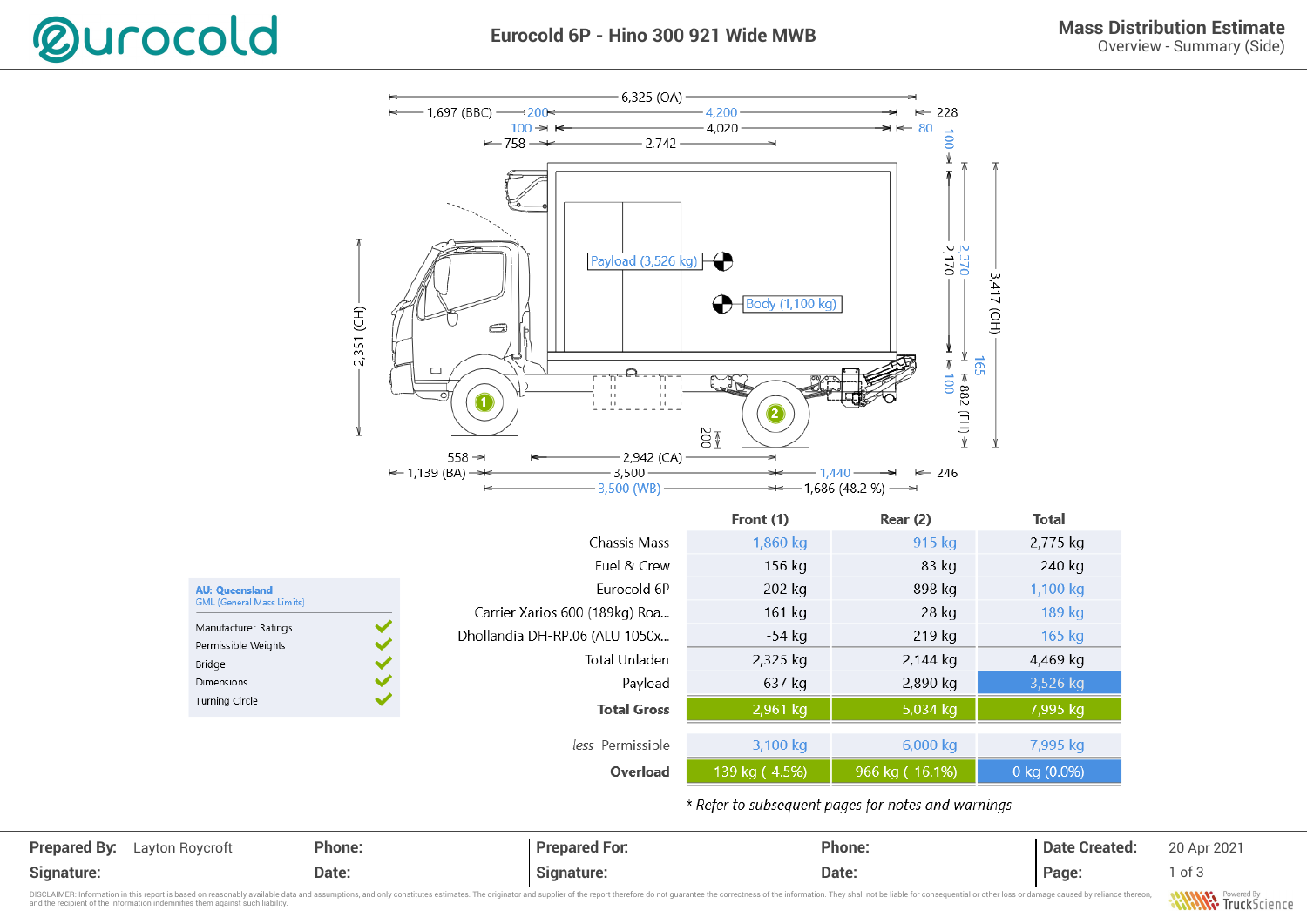# Eurocold 6P - Hino 300 921 Wide MWB

## Mass Distribution Estimate
Overview - Summary (Side)

Dimensions: 6,325 (OA); 1,697 (BBC); 200; 4,200; 228; 100; 4,020; 80; 758; 2,742; 100; 2,170; 2,370; 3,417 (OH); 165; 100; 882 (FH); 2,351 (CH); 200; 558; 2,942 (CA); 1,139 (BA); 3,500; 1,440; 246; 3,500 (WB); 1,686 (48.2 %)

Payload (3,526 kg)

Body (1,100 kg)

**AU: Queensland**
GML (General Mass Limits)

- Manufacturer Ratings ✔
- Permissible Weights ✔
- Bridge ✔
- Dimensions ✔
- Turning Circle ✔

| | Front (1) | Rear (2) | Total |
|---|---|---|---|
| Chassis Mass | 1,860 kg | 915 kg | 2,775 kg |
| Fuel & Crew | 156 kg | 83 kg | 240 kg |
| Eurocold 6P | 202 kg | 898 kg | 1,100 kg |
| Carrier Xarios 600 (189kg) Roa... | 161 kg | 28 kg | 189 kg |
| Dhollandia DH-RP.06 (ALU 1050x... | -54 kg | 219 kg | 165 kg |
| Total Unladen | 2,325 kg | 2,144 kg | 4,469 kg |
| Payload | 637 kg | 2,890 kg | 3,526 kg |
| **Total Gross** | 2,961 kg | 5,034 kg | 7,995 kg |
| *less* Permissible | 3,100 kg | 6,000 kg | 7,995 kg |
| **Overload** | -139 kg (-4.5%) | -966 kg (-16.1%) | 0 kg (0.0%) |

*\* Refer to subsequent pages for notes and warnings*

| | | | | | |
|---|---|---|---|---|---|
| **Prepared By:** Layton Roycroft | **Phone:** | **Prepared For:** | **Phone:** | **Date Created:** | 20 Apr 2021 |
| **Signature:** | **Date:** | **Signature:** | **Date:** | **Page:** | 1 of 3 |

DISCLAIMER: Information in this report is based on reasonably available data and assumptions, and only constitutes estimates. The originator and supplier of the report therefore do not guarantee the correctness of the information. They shall not be liable for consequential or other loss or damage caused by reliance thereon, and the recipient of the information indemnifies them against such liability.

Powered By TruckScience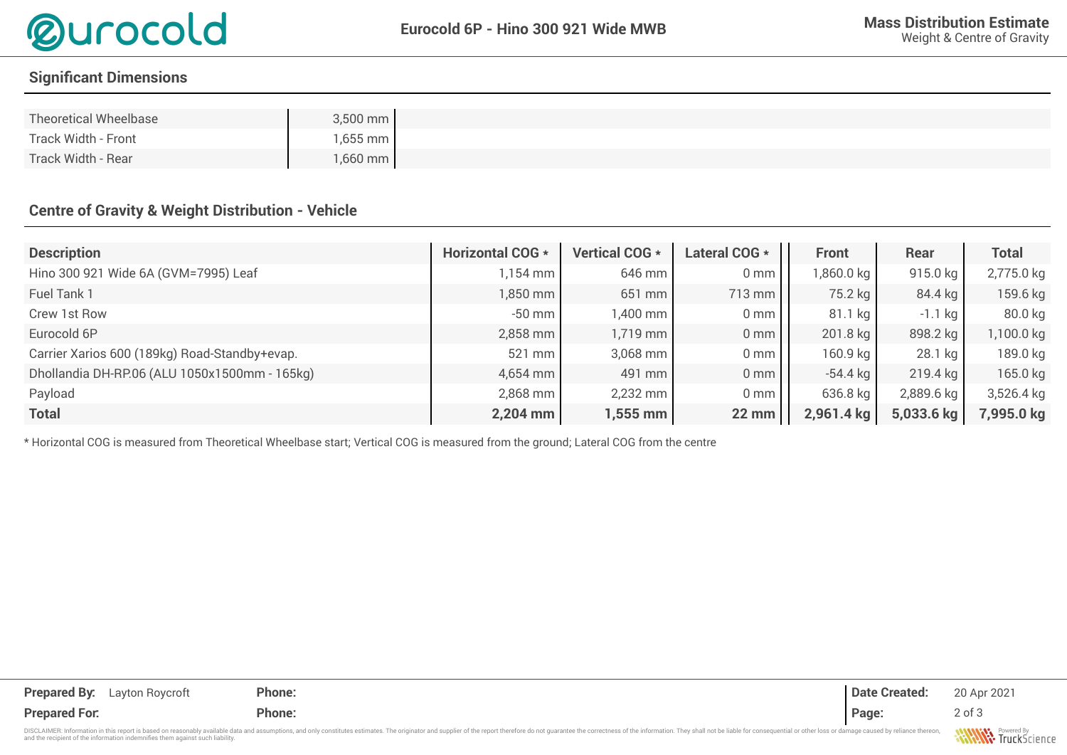**Eurocold 6P - Hino 300 921 Wide MWB**

**Mass Distribution Estimate**
Weight & Centre of Gravity

## Significant Dimensions

| | |
|---|---|
| Theoretical Wheelbase | 3,500 mm |
| Track Width - Front | 1,655 mm |
| Track Width - Rear | 1,660 mm |

## Centre of Gravity & Weight Distribution - Vehicle

| Description | Horizontal COG * | Vertical COG * | Lateral COG * | Front | Rear | Total |
|---|---|---|---|---|---|---|
| Hino 300 921 Wide 6A (GVM=7995) Leaf | 1,154 mm | 646 mm | 0 mm | 1,860.0 kg | 915.0 kg | 2,775.0 kg |
| Fuel Tank 1 | 1,850 mm | 651 mm | 713 mm | 75.2 kg | 84.4 kg | 159.6 kg |
| Crew 1st Row | -50 mm | 1,400 mm | 0 mm | 81.1 kg | -1.1 kg | 80.0 kg |
| Eurocold 6P | 2,858 mm | 1,719 mm | 0 mm | 201.8 kg | 898.2 kg | 1,100.0 kg |
| Carrier Xarios 600 (189kg) Road-Standby+evap. | 521 mm | 3,068 mm | 0 mm | 160.9 kg | 28.1 kg | 189.0 kg |
| Dhollandia DH-RP.06 (ALU 1050x1500mm - 165kg) | 4,654 mm | 491 mm | 0 mm | -54.4 kg | 219.4 kg | 165.0 kg |
| Payload | 2,868 mm | 2,232 mm | 0 mm | 636.8 kg | 2,889.6 kg | 3,526.4 kg |
| **Total** | **2,204 mm** | **1,555 mm** | **22 mm** | **2,961.4 kg** | **5,033.6 kg** | **7,995.0 kg** |

* Horizontal COG is measured from Theoretical Wheelbase start; Vertical COG is measured from the ground; Lateral COG from the centre

**Prepared By:** Layton Roycroft **Phone:**
**Prepared For:** **Phone:**
**Date Created:** 20 Apr 2021

DISCLAIMER: Information in this report is based on reasonably available data and assumptions, and only constitutes estimates. The originator and supplier of the report therefore do not guarantee the correctness of the information. They shall not be liable for consequential or other loss or damage caused by reliance thereon, and the recipient of the information indemnifies them against such liability.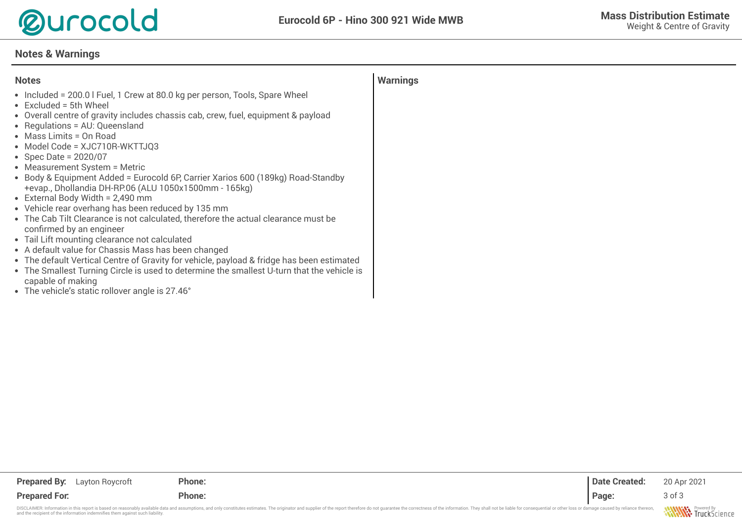## Notes & Warnings

### Notes

- Included = 200.0 l Fuel, 1 Crew at 80.0 kg per person, Tools, Spare Wheel
- Excluded = 5th Wheel
- Overall centre of gravity includes chassis cab, crew, fuel, equipment & payload
- Regulations = AU: Queensland
- Mass Limits = On Road
- Model Code = XJC710R-WKTTJQ3
- Spec Date = 2020/07
- Measurement System = Metric
- Body & Equipment Added = Eurocold 6P, Carrier Xarios 600 (189kg) Road-Standby +evap., Dhollandia DH-RP.06 (ALU 1050x1500mm - 165kg)
- External Body Width = 2,490 mm
- Vehicle rear overhang has been reduced by 135 mm
- The Cab Tilt Clearance is not calculated, therefore the actual clearance must be confirmed by an engineer
- Tail Lift mounting clearance not calculated
- A default value for Chassis Mass has been changed
- The default Vertical Centre of Gravity for vehicle, payload & fridge has been estimated
- The Smallest Turning Circle is used to determine the smallest U-turn that the vehicle is capable of making
- The vehicle's static rollover angle is 27.46°

### Warnings

**Prepared By:** Layton Roycroft **Phone:**

**Prepared For:** **Phone:**

**Date Created:** 20 Apr 2021

DISCLAIMER: Information in this report is based on reasonably available data and assumptions, and only constitutes estimates. The originator and supplier of the report therefore do not guarantee the correctness of the information. They shall not be liable for consequential or other loss or damage caused by reliance thereon, and the recipient of the information indemnifies them against such liability.